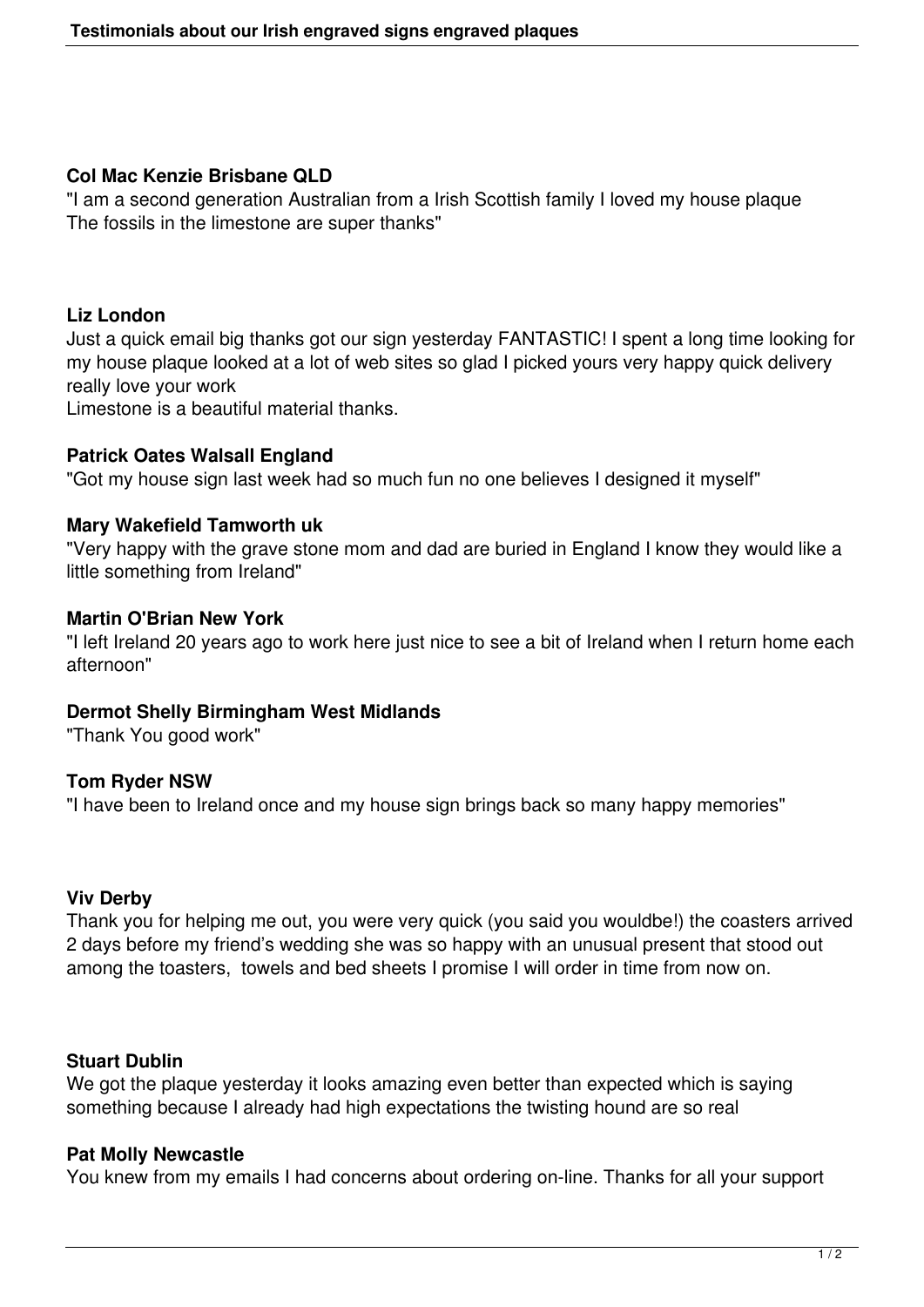**Col Mac Kenzie Brisbane QLD**
"I am a second generation Australian from a Irish Scottish family I loved my house plaque
The fossils in the limestone are super thanks"

**Liz London**
Just a quick email big thanks got our sign yesterday FANTASTIC! I spent a long time looking for my house plaque looked at a lot of web sites so glad I picked yours very happy quick delivery really love your work
Limestone is a beautiful material thanks.

**Patrick Oates Walsall England**
"Got my house sign last week had so much fun no one believes I designed it myself"

**Mary Wakefield Tamworth uk**
"Very happy with the grave stone mom and dad are buried in England I know they would like a little something from Ireland"

**Martin O'Brian New York**
"I left Ireland 20 years ago to work here just nice to see a bit of Ireland when I return home each afternoon"

**Dermot Shelly Birmingham West Midlands**
"Thank You good work"

**Tom Ryder NSW**
"I have been to Ireland once and my house sign brings back so many happy memories"

**Viv Derby**
Thank you for helping me out, you were very quick (you said you wouldbe!) the coasters arrived 2 days before my friend's wedding she was so happy with an unusual present that stood out among the toasters, towels and bed sheets I promise I will order in time from now on.

**Stuart Dublin**
We got the plaque yesterday it looks amazing even better than expected which is saying something because I already had high expectations the twisting hound are so real

**Pat Molly Newcastle**
You knew from my emails I had concerns about ordering on-line. Thanks for all your support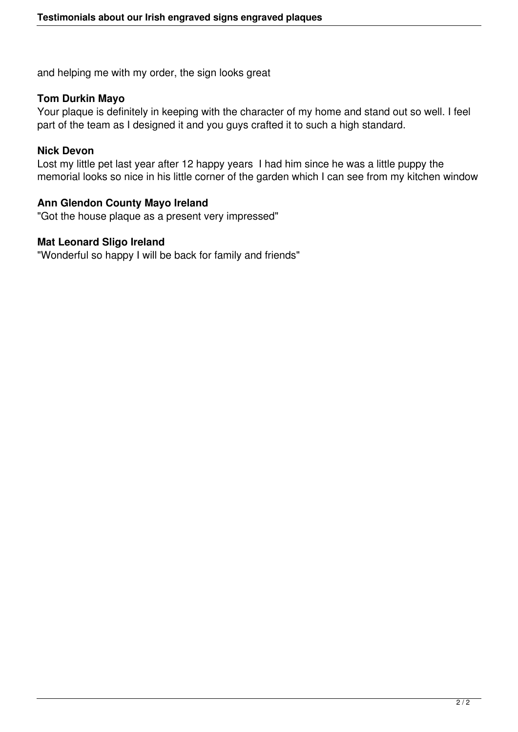and helping me with my order, the sign looks great

**Tom Durkin Mayo**
Your plaque is definitely in keeping with the character of my home and stand out so well. I feel part of the team as I designed it and you guys crafted it to such a high standard.

**Nick Devon**
Lost my little pet last year after 12 happy years  I had him since he was a little puppy the memorial looks so nice in his little corner of the garden which I can see from my kitchen window

**Ann Glendon County Mayo Ireland**
"Got the house plaque as a present very impressed"

**Mat Leonard Sligo Ireland**
"Wonderful so happy I will be back for family and friends"